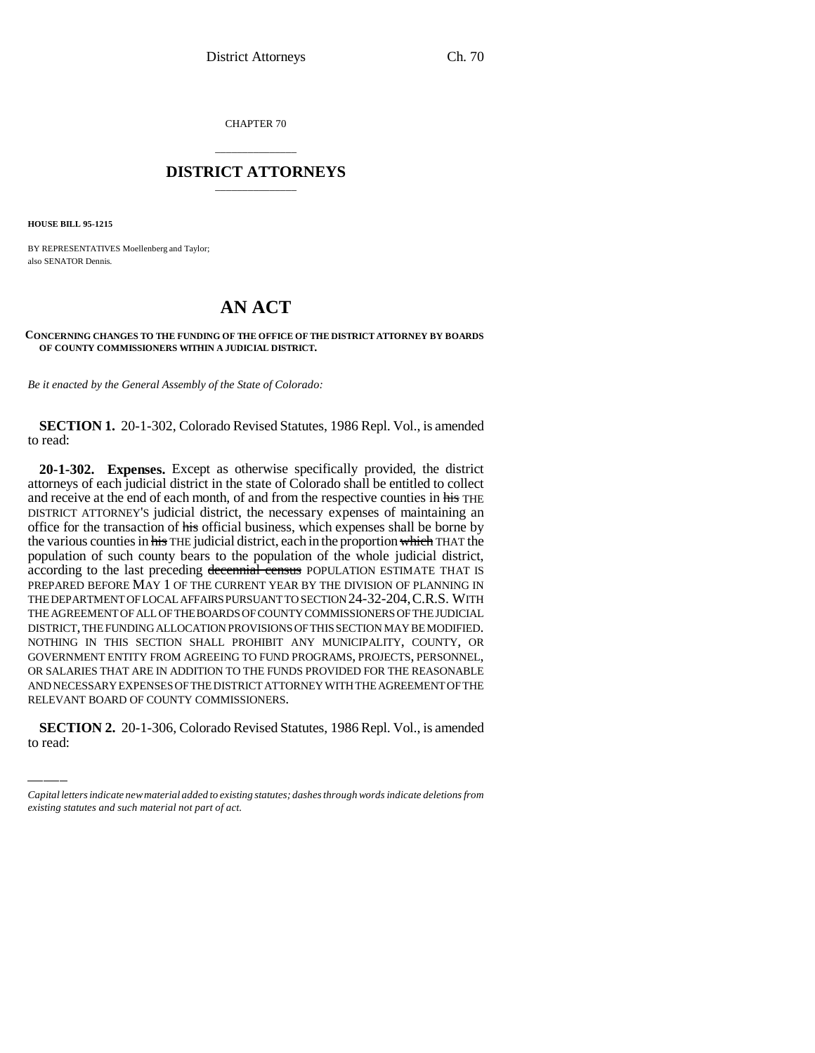CHAPTER 70

# DISTRICT ATTORNEYS

**HOUSE BILL 95-1215**

BY REPRESENTATIVES Moellenberg and Taylor;
also SENATOR Dennis.

# AN ACT

**CONCERNING CHANGES TO THE FUNDING OF THE OFFICE OF THE DISTRICT ATTORNEY BY BOARDS OF COUNTY COMMISSIONERS WITHIN A JUDICIAL DISTRICT.**

*Be it enacted by the General Assembly of the State of Colorado:*

**SECTION 1.** 20-1-302, Colorado Revised Statutes, 1986 Repl. Vol., is amended to read:

**20-1-302. Expenses.** Except as otherwise specifically provided, the district attorneys of each judicial district in the state of Colorado shall be entitled to collect and receive at the end of each month, of and from the respective counties in ~~his~~ THE DISTRICT ATTORNEY'S judicial district, the necessary expenses of maintaining an office for the transaction of ~~his~~ official business, which expenses shall be borne by the various counties in ~~his~~ THE judicial district, each in the proportion ~~which~~ THAT the population of such county bears to the population of the whole judicial district, according to the last preceding ~~decennial census~~ POPULATION ESTIMATE THAT IS PREPARED BEFORE MAY 1 OF THE CURRENT YEAR BY THE DIVISION OF PLANNING IN THE DEPARTMENT OF LOCAL AFFAIRS PURSUANT TO SECTION 24-32-204, C.R.S. WITH THE AGREEMENT OF ALL OF THE BOARDS OF COUNTY COMMISSIONERS OF THE JUDICIAL DISTRICT, THE FUNDING ALLOCATION PROVISIONS OF THIS SECTION MAY BE MODIFIED. NOTHING IN THIS SECTION SHALL PROHIBIT ANY MUNICIPALITY, COUNTY, OR GOVERNMENT ENTITY FROM AGREEING TO FUND PROGRAMS, PROJECTS, PERSONNEL, OR SALARIES THAT ARE IN ADDITION TO THE FUNDS PROVIDED FOR THE REASONABLE AND NECESSARY EXPENSES OF THE DISTRICT ATTORNEY WITH THE AGREEMENT OF THE RELEVANT BOARD OF COUNTY COMMISSIONERS.

**SECTION 2.** 20-1-306, Colorado Revised Statutes, 1986 Repl. Vol., is amended to read:

*Capital letters indicate new material added to existing statutes; dashes through words indicate deletions from existing statutes and such material not part of act.*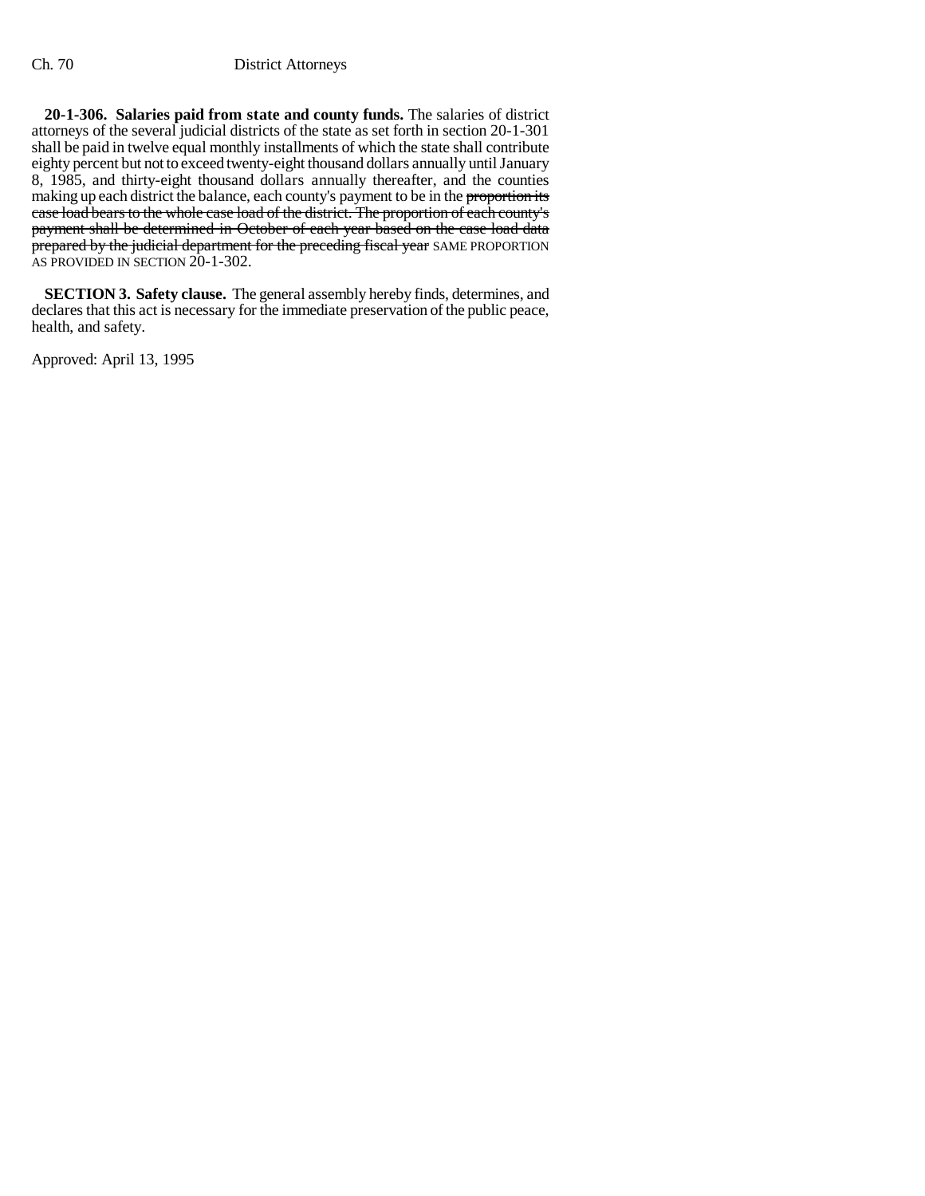**20-1-306. Salaries paid from state and county funds.** The salaries of district attorneys of the several judicial districts of the state as set forth in section 20-1-301 shall be paid in twelve equal monthly installments of which the state shall contribute eighty percent but not to exceed twenty-eight thousand dollars annually until January 8, 1985, and thirty-eight thousand dollars annually thereafter, and the counties making up each district the balance, each county's payment to be in the ~~proportion its case load bears to the whole case load of the district. The proportion of each county's payment shall be determined in October of each year based on the case load data prepared by the judicial department for the preceding fiscal year~~ SAME PROPORTION AS PROVIDED IN SECTION 20-1-302.

**SECTION 3. Safety clause.** The general assembly hereby finds, determines, and declares that this act is necessary for the immediate preservation of the public peace, health, and safety.

Approved: April 13, 1995